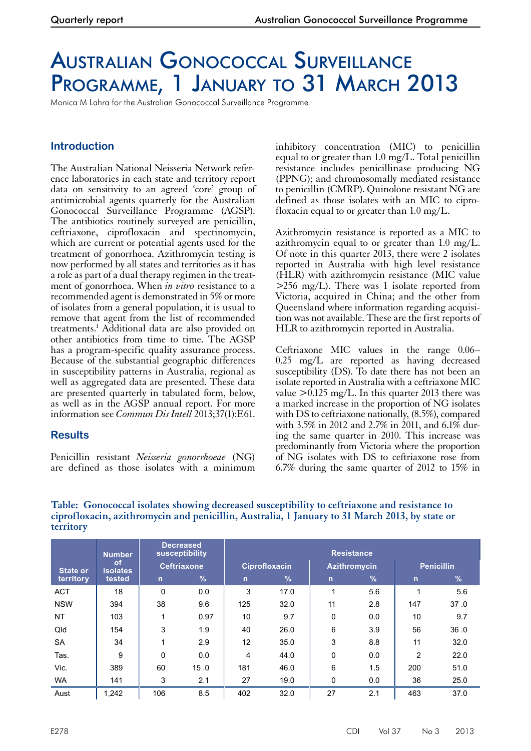# Australian Gonococcal Surveillance Programme, 1 January to 31 March 2013

Monica M Lahra for the Australian Gonococcal Surveillance Programme

## Introduction

The Australian National Neisseria Network reference laboratories in each state and territory report data on sensitivity to an agreed 'core' group of antimicrobial agents quarterly for the Australian Gonococcal Surveillance Programme (AGSP). The antibiotics routinely surveyed are penicillin, ceftriaxone, ciprofloxacin and spectinomycin, which are current or potential agents used for the treatment of gonorrhoea. Azithromycin testing is now performed by all states and territories as it has a role as part of a dual therapy regimen in the treatment of gonorrhoea. When *in vitro* resistance to a recommended agent is demonstrated in 5% or more of isolates from a general population, it is usual to remove that agent from the list of recommended treatments.[1] Additional data are also provided on other antibiotics from time to time. The AGSP has a program-specific quality assurance process. Because of the substantial geographic differences in susceptibility patterns in Australia, regional as well as aggregated data are presented. These data are presented quarterly in tabulated form, below, as well as in the AGSP annual report. For more information see *Commun Dis Intell* 2013;37(1):E61.

## Results

Penicillin resistant *Neisseria gonorrhoeae* (NG) are defined as those isolates with a minimum inhibitory concentration (MIC) to penicillin equal to or greater than 1.0 mg/L. Total penicillin resistance includes penicillinase producing NG (PPNG); and chromosomally mediated resistance to penicillin (CMRP). Quinolone resistant NG are defined as those isolates with an MIC to ciprofloxacin equal to or greater than 1.0 mg/L.

Azithromycin resistance is reported as a MIC to azithromycin equal to or greater than 1.0 mg/L. Of note in this quarter 2013, there were 2 isolates reported in Australia with high level resistance (HLR) with azithromycin resistance (MIC value >256 mg/L). There was 1 isolate reported from Victoria, acquired in China; and the other from Queensland where information regarding acquisition was not available. These are the first reports of HLR to azithromycin reported in Australia.

Ceftriaxone MIC values in the range 0.06–0.25 mg/L are reported as having decreased susceptibility (DS). To date there has not been an isolate reported in Australia with a ceftriaxone MIC value >0.125 mg/L. In this quarter 2013 there was a marked increase in the proportion of NG isolates with DS to ceftriaxone nationally, (8.5%), compared with 3.5% in 2012 and 2.7% in 2011, and 6.1% during the same quarter in 2010. This increase was predominantly from Victoria where the proportion of NG isolates with DS to ceftriaxone rose from 6.7% during the same quarter of 2012 to 15% in

**Table: Gonococcal isolates showing decreased susceptibility to ceftriaxone and resistance to ciprofloxacin, azithromycin and penicillin, Australia, 1 January to 31 March 2013, by state or territory**

| State or territory | Number of isolates tested | Decreased susceptibility | | Resistance | | | | | |
|---|---|---|---|---|---|---|---|---|---|
| | | Ceftriaxone | | Ciprofloxacin | | Azithromycin | | Penicillin | |
| | | n | % | n | % | n | % | n | % |
| ACT | 18 | 0 | 0.0 | 3 | 17.0 | 1 | 5.6 | 1 | 5.6 |
| NSW | 394 | 38 | 9.6 | 125 | 32.0 | 11 | 2.8 | 147 | 37.0 |
| NT | 103 | 1 | 0.97 | 10 | 9.7 | 0 | 0.0 | 10 | 9.7 |
| Qld | 154 | 3 | 1.9 | 40 | 26.0 | 6 | 3.9 | 56 | 36.0 |
| SA | 34 | 1 | 2.9 | 12 | 35.0 | 3 | 8.8 | 11 | 32.0 |
| Tas. | 9 | 0 | 0.0 | 4 | 44.0 | 0 | 0.0 | 2 | 22.0 |
| Vic. | 389 | 60 | 15.0 | 181 | 46.0 | 6 | 1.5 | 200 | 51.0 |
| WA | 141 | 3 | 2.1 | 27 | 19.0 | 0 | 0.0 | 36 | 25.0 |
| Aust | 1,242 | 106 | 8.5 | 402 | 32.0 | 27 | 2.1 | 463 | 37.0 |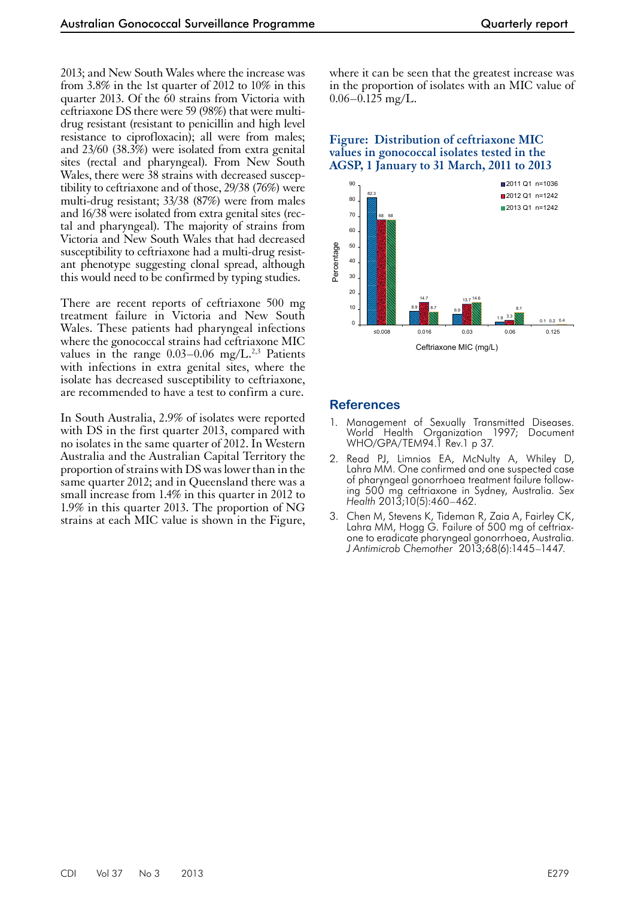2013; and New South Wales where the increase was from 3.8% in the 1st quarter of 2012 to 10% in this quarter 2013. Of the 60 strains from Victoria with ceftriaxone DS there were 59 (98%) that were multi-drug resistant (resistant to penicillin and high level resistance to ciprofloxacin); all were from males; and 23/60 (38.3%) were isolated from extra genital sites (rectal and pharyngeal). From New South Wales, there were 38 strains with decreased susceptibility to ceftriaxone and of those, 29/38 (76%) were multi-drug resistant; 33/38 (87%) were from males and 16/38 were isolated from extra genital sites (rectal and pharyngeal). The majority of strains from Victoria and New South Wales that had decreased susceptibility to ceftriaxone had a multi-drug resistant phenotype suggesting clonal spread, although this would need to be confirmed by typing studies.

There are recent reports of ceftriaxone 500 mg treatment failure in Victoria and New South Wales. These patients had pharyngeal infections where the gonococcal strains had ceftriaxone MIC values in the range 0.03–0.06 mg/L.[2,3] Patients with infections in extra genital sites, where the isolate has decreased susceptibility to ceftriaxone, are recommended to have a test to confirm a cure.

In South Australia, 2.9% of isolates were reported with DS in the first quarter 2013, compared with no isolates in the same quarter of 2012. In Western Australia and the Australian Capital Territory the proportion of strains with DS was lower than in the same quarter 2012; and in Queensland there was a small increase from 1.4% in this quarter in 2012 to 1.9% in this quarter 2013. The proportion of NG strains at each MIC value is shown in the Figure, where it can be seen that the greatest increase was in the proportion of isolates with an MIC value of 0.06–0.125 mg/L.

**Figure: Distribution of ceftriaxone MIC values in gonococcal isolates tested in the AGSP, 1 January to 31 March, 2011 to 2013**

2011 Q1 n=1036
2012 Q1 n=1242
2013 Q1 n=1242

Percentage

90
80
70
60
50
40
30
20
10
0

82.3 68 68
8.9 14.7 8.7
6.9 13.7 14.6
1.9 3.3 8.1
0.1 0.2 0.4

≤0.008
0.016
0.03
0.06
0.125

Ceftriaxone MIC (mg/L)

## References

1. Management of Sexually Transmitted Diseases. World Health Organization 1997; Document WHO/GPA/TEM94.1 Rev.1 p 37.
2. Read PJ, Limnios EA, McNulty A, Whiley D, Lahra MM. One confirmed and one suspected case of pharyngeal gonorrhoea treatment failure following 500 mg ceftriaxone in Sydney, Australia. *Sex Health* 2013;10(5):460–462.
3. Chen M, Stevens K, Tideman R, Zaia A, Fairley CK, Lahra MM, Hogg G. Failure of 500 mg of ceftriaxone to eradicate pharyngeal gonorrhoea, Australia. *J Antimicrob Chemother* 2013;68(6):1445–1447.